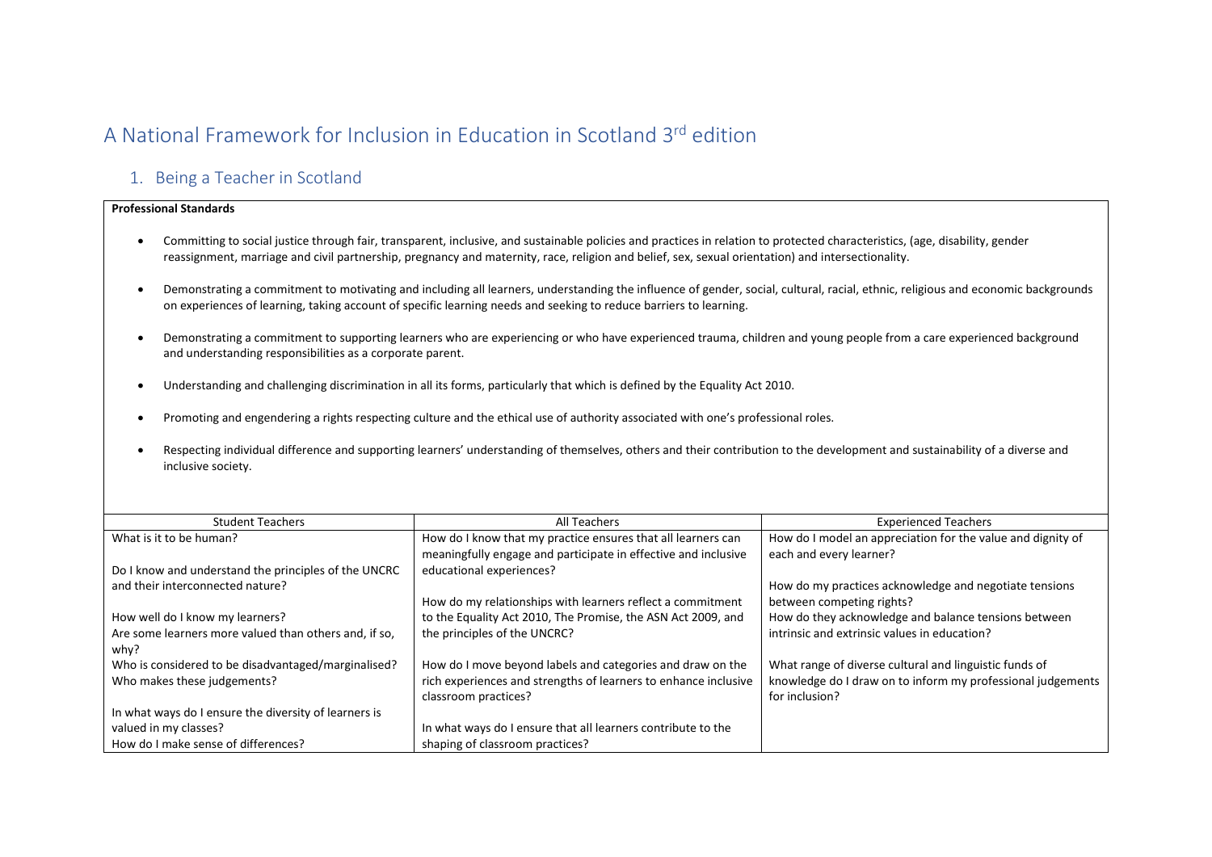# A National Framework for Inclusion in Education in Scotland 3rd edition

## 1. Being a Teacher in Scotland

**Professional Standards**

- Committing to social justice through fair, transparent, inclusive, and sustainable policies and practices in relation to protected characteristics, (age, disability, gender reassignment, marriage and civil partnership, pregnancy and maternity, race, religion and belief, sex, sexual orientation) and intersectionality.
- Demonstrating a commitment to motivating and including all learners, understanding the influence of gender, social, cultural, racial, ethnic, religious and economic backgrounds on experiences of learning, taking account of specific learning needs and seeking to reduce barriers to learning.
- Demonstrating a commitment to supporting learners who are experiencing or who have experienced trauma, children and young people from a care experienced background and understanding responsibilities as a corporate parent.
- Understanding and challenging discrimination in all its forms, particularly that which is defined by the Equality Act 2010.
- Promoting and engendering a rights respecting culture and the ethical use of authority associated with one's professional roles.
- Respecting individual difference and supporting learners' understanding of themselves, others and their contribution to the development and sustainability of a diverse and inclusive society.

| Student Teachers | All Teachers | Experienced Teachers |
|---|---|---|
| What is it to be human?<br><br>Do I know and understand the principles of the UNCRC and their interconnected nature?<br><br>How well do I know my learners?<br>Are some learners more valued than others and, if so, why?<br>Who is considered to be disadvantaged/marginalised?<br>Who makes these judgements?<br><br>In what ways do I ensure the diversity of learners is valued in my classes?<br>How do I make sense of differences? | How do I know that my practice ensures that all learners can meaningfully engage and participate in effective and inclusive educational experiences?<br><br>How do my relationships with learners reflect a commitment to the Equality Act 2010, The Promise, the ASN Act 2009, and the principles of the UNCRC?<br><br>How do I move beyond labels and categories and draw on the rich experiences and strengths of learners to enhance inclusive classroom practices?<br><br>In what ways do I ensure that all learners contribute to the shaping of classroom practices? | How do I model an appreciation for the value and dignity of each and every learner?<br><br>How do my practices acknowledge and negotiate tensions between competing rights?<br>How do they acknowledge and balance tensions between intrinsic and extrinsic values in education?<br><br>What range of diverse cultural and linguistic funds of knowledge do I draw on to inform my professional judgements for inclusion? |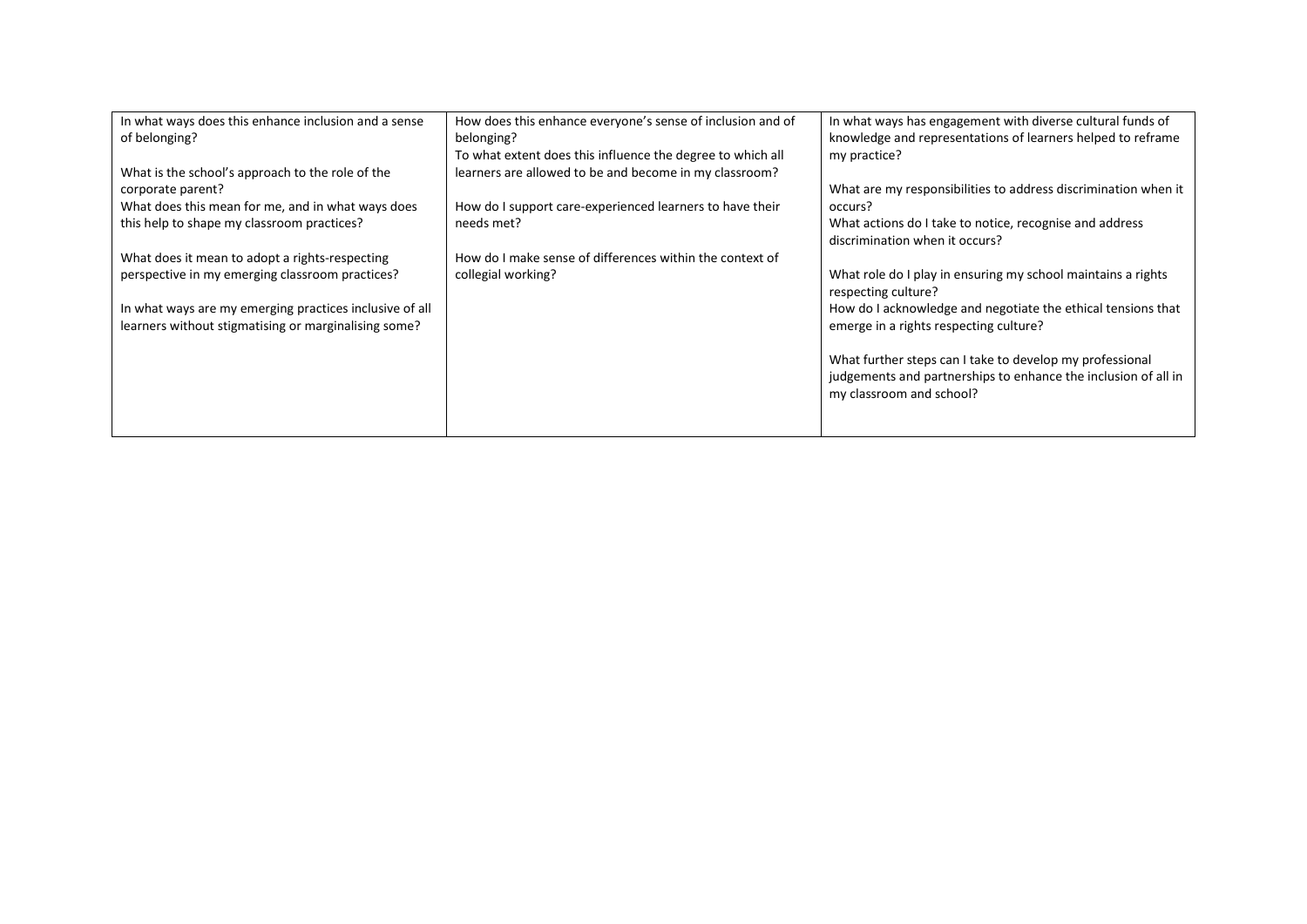| | | |
|---|---|---|
| In what ways does this enhance inclusion and a sense of belonging?<br><br>What is the school's approach to the role of the corporate parent?<br>What does this mean for me, and in what ways does this help to shape my classroom practices?<br><br>What does it mean to adopt a rights-respecting perspective in my emerging classroom practices?<br><br>In what ways are my emerging practices inclusive of all learners without stigmatising or marginalising some? | How does this enhance everyone's sense of inclusion and of belonging?<br>To what extent does this influence the degree to which all learners are allowed to be and become in my classroom?<br><br>How do I support care-experienced learners to have their needs met?<br><br>How do I make sense of differences within the context of collegial working? | In what ways has engagement with diverse cultural funds of knowledge and representations of learners helped to reframe my practice?<br><br>What are my responsibilities to address discrimination when it occurs?<br>What actions do I take to notice, recognise and address discrimination when it occurs?<br><br>What role do I play in ensuring my school maintains a rights respecting culture?<br>How do I acknowledge and negotiate the ethical tensions that emerge in a rights respecting culture?<br><br>What further steps can I take to develop my professional judgements and partnerships to enhance the inclusion of all in my classroom and school? |